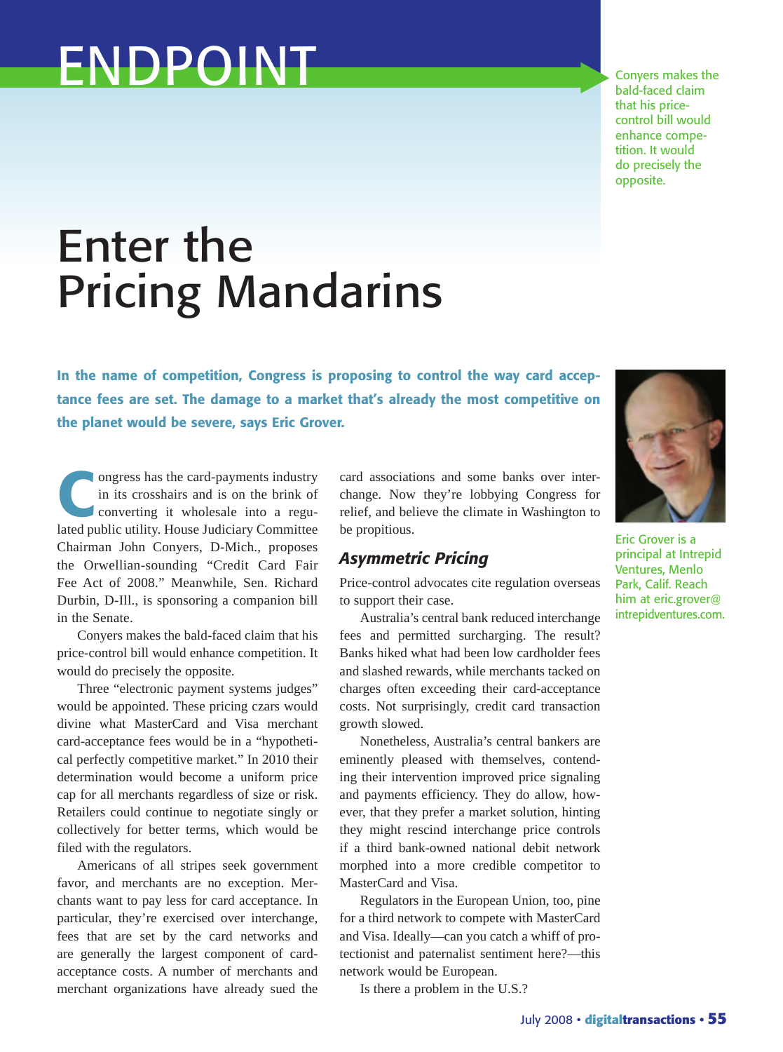# ENDPOINT

> Conyers makes the bald-faced claim that his price-control bill would enhance competition. It would do precisely the opposite.

# Enter the Pricing Mandarins

**In the name of competition, Congress is proposing to control the way card acceptance fees are set. The damage to a market that's already the most competitive on the planet would be severe, says Eric Grover.**

Eric Grover is a principal at Intrepid Ventures, Menlo Park, Calif. Reach him at eric.grover@intrepidventures.com.

Congress has the card-payments industry in its crosshairs and is on the brink of converting it wholesale into a regulated public utility. House Judiciary Committee Chairman John Conyers, D-Mich., proposes the Orwellian-sounding "Credit Card Fair Fee Act of 2008." Meanwhile, Sen. Richard Durbin, D-Ill., is sponsoring a companion bill in the Senate.

Conyers makes the bald-faced claim that his price-control bill would enhance competition. It would do precisely the opposite.

Three "electronic payment systems judges" would be appointed. These pricing czars would divine what MasterCard and Visa merchant card-acceptance fees would be in a "hypothetical perfectly competitive market." In 2010 their determination would become a uniform price cap for all merchants regardless of size or risk. Retailers could continue to negotiate singly or collectively for better terms, which would be filed with the regulators.

Americans of all stripes seek government favor, and merchants are no exception. Merchants want to pay less for card acceptance. In particular, they're exercised over interchange, fees that are set by the card networks and are generally the largest component of card-acceptance costs. A number of merchants and merchant organizations have already sued the card associations and some banks over interchange. Now they're lobbying Congress for relief, and believe the climate in Washington to be propitious.

### *Asymmetric Pricing*

Price-control advocates cite regulation overseas to support their case.

Australia's central bank reduced interchange fees and permitted surcharging. The result? Banks hiked what had been low cardholder fees and slashed rewards, while merchants tacked on charges often exceeding their card-acceptance costs. Not surprisingly, credit card transaction growth slowed.

Nonetheless, Australia's central bankers are eminently pleased with themselves, contending their intervention improved price signaling and payments efficiency. They do allow, however, that they prefer a market solution, hinting they might rescind interchange price controls if a third bank-owned national debit network morphed into a more credible competitor to MasterCard and Visa.

Regulators in the European Union, too, pine for a third network to compete with MasterCard and Visa. Ideally—can you catch a whiff of protectionist and paternalist sentiment here?—this network would be European.

Is there a problem in the U.S.?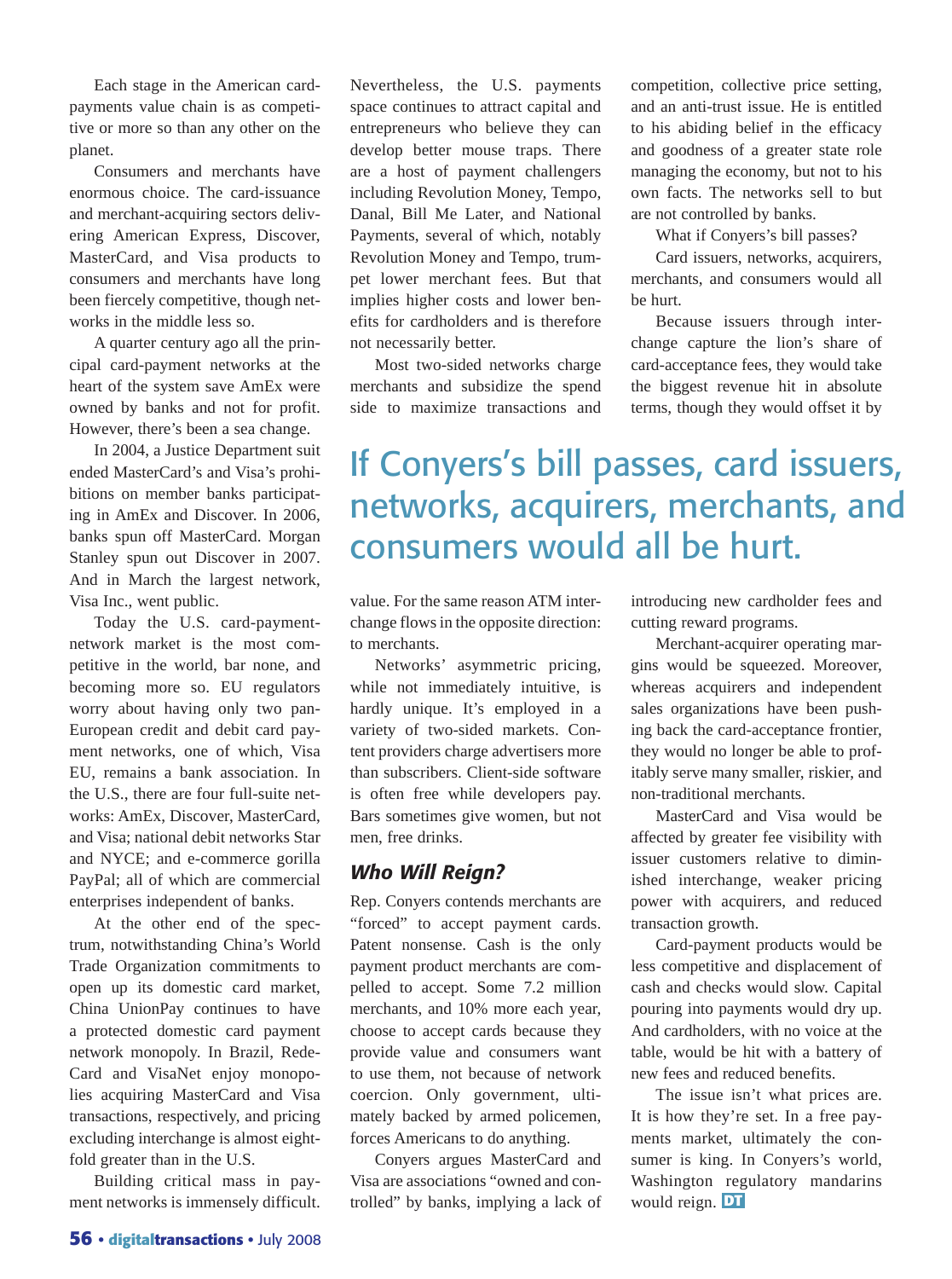Each stage in the American card-payments value chain is as competitive or more so than any other on the planet.

Consumers and merchants have enormous choice. The card-issuance and merchant-acquiring sectors delivering American Express, Discover, MasterCard, and Visa products to consumers and merchants have long been fiercely competitive, though networks in the middle less so.

A quarter century ago all the principal card-payment networks at the heart of the system save AmEx were owned by banks and not for profit. However, there's been a sea change.

In 2004, a Justice Department suit ended MasterCard's and Visa's prohibitions on member banks participating in AmEx and Discover. In 2006, banks spun off MasterCard. Morgan Stanley spun out Discover in 2007. And in March the largest network, Visa Inc., went public.

Today the U.S. card-payment-network market is the most competitive in the world, bar none, and becoming more so. EU regulators worry about having only two pan-European credit and debit card payment networks, one of which, Visa EU, remains a bank association. In the U.S., there are four full-suite networks: AmEx, Discover, MasterCard, and Visa; national debit networks Star and NYCE; and e-commerce gorilla PayPal; all of which are commercial enterprises independent of banks.

At the other end of the spectrum, notwithstanding China's World Trade Organization commitments to open up its domestic card market, China UnionPay continues to have a protected domestic card payment network monopoly. In Brazil, Rede-Card and VisaNet enjoy monopolies acquiring MasterCard and Visa transactions, respectively, and pricing excluding interchange is almost eight-fold greater than in the U.S.

Building critical mass in payment networks is immensely difficult. Nevertheless, the U.S. payments space continues to attract capital and entrepreneurs who believe they can develop better mouse traps. There are a host of payment challengers including Revolution Money, Tempo, Danal, Bill Me Later, and National Payments, several of which, notably Revolution Money and Tempo, trumpet lower merchant fees. But that implies higher costs and lower benefits for cardholders and is therefore not necessarily better.

Most two-sided networks charge merchants and subsidize the spend side to maximize transactions and value. For the same reason ATM interchange flows in the opposite direction: to merchants.

Networks' asymmetric pricing, while not immediately intuitive, is hardly unique. It's employed in a variety of two-sided markets. Content providers charge advertisers more than subscribers. Client-side software is often free while developers pay. Bars sometimes give women, but not men, free drinks.

## *Who Will Reign?*

Rep. Conyers contends merchants are "forced" to accept payment cards. Patent nonsense. Cash is the only payment product merchants are compelled to accept. Some 7.2 million merchants, and 10% more each year, choose to accept cards because they provide value and consumers want to use them, not because of network coercion. Only government, ultimately backed by armed policemen, forces Americans to do anything.

Conyers argues MasterCard and Visa are associations "owned and controlled" by banks, implying a lack of competition, collective price setting, and an anti-trust issue. He is entitled to his abiding belief in the efficacy and goodness of a greater state role managing the economy, but not to his own facts. The networks sell to but are not controlled by banks.

What if Conyers's bill passes?

Card issuers, networks, acquirers, merchants, and consumers would all be hurt.

Because issuers through interchange capture the lion's share of card-acceptance fees, they would take the biggest revenue hit in absolute terms, though they would offset it by introducing new cardholder fees and cutting reward programs.

> If Conyers's bill passes, card issuers, networks, acquirers, merchants, and consumers would all be hurt.

Merchant-acquirer operating margins would be squeezed. Moreover, whereas acquirers and independent sales organizations have been pushing back the card-acceptance frontier, they would no longer be able to profitably serve many smaller, riskier, and non-traditional merchants.

MasterCard and Visa would be affected by greater fee visibility with issuer customers relative to diminished interchange, weaker pricing power with acquirers, and reduced transaction growth.

Card-payment products would be less competitive and displacement of cash and checks would slow. Capital pouring into payments would dry up. And cardholders, with no voice at the table, would be hit with a battery of new fees and reduced benefits.

The issue isn't what prices are. It is how they're set. In a free payments market, ultimately the consumer is king. In Conyers's world, Washington regulatory mandarins would reign. DT